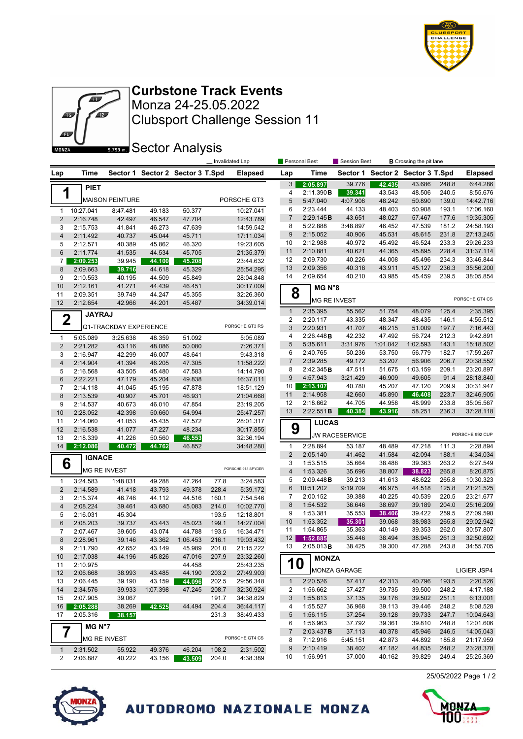# Curbstone Track Events

Monza 24-25.05.2022

Clubsport Challenge Session 11

## Sector Analysis

_ Invalidated Lap | Personal Best | Session Best | **B** Crossing the pit lane

### 1 PIET — MAISON PEINTURE — PORSCHE GT3

| Lap | Time | Sector 1 | Sector 2 | Sector 3 | T.Spd | Elapsed |
|---|---|---|---|---|---|---|
| 1 | 10:27.041 | 8:47.481 | 49.183 | 50.377 | | 10:27.041 |
| 2 | 2:16.748 | 42.497 | 46.547 | 47.704 | | 12:43.789 |
| 3 | 2:15.753 | 41.841 | 46.273 | 47.639 | | 14:59.542 |
| 4 | 2:11.492 | 40.737 | 45.044 | 45.711 | | 17:11.034 |
| 5 | 2:12.571 | 40.389 | 45.862 | 46.320 | | 19:23.605 |
| 6 | 2:11.774 | 41.535 | 44.534 | 45.705 | | 21:35.379 |
| 7 | 2:09.253 | 39.945 | 44.100 | 45.208 | | 23:44.632 |
| 8 | 2:09.663 | 39.716 | 44.618 | 45.329 | | 25:54.295 |
| 9 | 2:10.553 | 40.195 | 44.509 | 45.849 | | 28:04.848 |
| 10 | 2:12.161 | 41.271 | 44.439 | 46.451 | | 30:17.009 |
| 11 | 2:09.351 | 39.749 | 44.247 | 45.355 | | 32:26.360 |
| 12 | 2:12.654 | 42.966 | 44.201 | 45.487 | | 34:39.014 |

### 2 JAYRAJ — Q1-TRACKDAY EXPERIENCE — PORSCHE GT3 RS

| Lap | Time | Sector 1 | Sector 2 | Sector 3 | T.Spd | Elapsed |
|---|---|---|---|---|---|---|
| 1 | 5:05.089 | 3:25.638 | 48.359 | 51.092 | | 5:05.089 |
| 2 | 2:21.282 | 43.116 | 48.086 | 50.080 | | 7:26.371 |
| 3 | 2:16.947 | 42.299 | 46.007 | 48.641 | | 9:43.318 |
| 4 | 2:14.904 | 41.394 | 46.205 | 47.305 | | 11:58.222 |
| 5 | 2:16.568 | 43.505 | 45.480 | 47.583 | | 14:14.790 |
| 6 | 2:22.221 | 47.179 | 45.204 | 49.838 | | 16:37.011 |
| 7 | 2:14.118 | 41.045 | 45.195 | 47.878 | | 18:51.129 |
| 8 | 2:13.539 | 40.907 | 45.701 | 46.931 | | 21:04.668 |
| 9 | 2:14.537 | 40.673 | 46.010 | 47.854 | | 23:19.205 |
| 10 | 2:28.052 | 42.398 | 50.660 | 54.994 | | 25:47.257 |
| 11 | 2:14.060 | 41.053 | 45.435 | 47.572 | | 28:01.317 |
| 12 | 2:16.538 | 41.077 | 47.227 | 48.234 | | 30:17.855 |
| 13 | 2:18.339 | 41.226 | 50.560 | 46.553 | | 32:36.194 |
| 14 | 2:12.086 | 40.472 | 44.762 | 46.852 | | 34:48.280 |

### 6 IGNACE — MG RE INVEST — PORSCHE 918 SPYDER

| Lap | Time | Sector 1 | Sector 2 | Sector 3 | T.Spd | Elapsed |
|---|---|---|---|---|---|---|
| 1 | 3:24.583 | 1:48.031 | 49.288 | 47.264 | 77.8 | 3:24.583 |
| 2 | 2:14.589 | 41.418 | 43.793 | 49.378 | 228.4 | 5:39.172 |
| 3 | 2:15.374 | 46.746 | 44.112 | 44.516 | 160.1 | 7:54.546 |
| 4 | 2:08.224 | 39.461 | 43.680 | 45.083 | 214.0 | 10:02.770 |
| 5 | 2:16.031 | 45.304 | | | 193.5 | 12:18.801 |
| 6 | 2:08.203 | 39.737 | 43.443 | 45.023 | 199.1 | 14:27.004 |
| 7 | 2:07.467 | 39.605 | 43.074 | 44.788 | 193.5 | 16:34.471 |
| 8 | 2:28.961 | 39.146 | 43.362 | 1:06.453 | 216.1 | 19:03.432 |
| 9 | 2:11.790 | 42.652 | 43.149 | 45.989 | 201.0 | 21:15.222 |
| 10 | 2:17.038 | 44.196 | 45.826 | 47.016 | 207.9 | 23:32.260 |
| 11 | 2:10.975 | | | 44.458 | | 25:43.235 |
| 12 | 2:06.668 | 38.993 | 43.485 | 44.190 | 203.2 | 27:49.903 |
| 13 | 2:06.445 | 39.190 | 43.159 | 44.096 | 202.5 | 29:56.348 |
| 14 | 2:34.576 | 39.933 | 1:07.398 | 47.245 | 208.7 | 32:30.924 |
| 15 | 2:07.905 | 39.067 | | | 191.7 | 34:38.829 |
| 16 | 2:05.288 | 38.269 | 42.525 | 44.494 | 204.4 | 36:44.117 |
| 17 | 2:05.316 | 38.157 | | | 231.3 | 38:49.433 |

### 7 MG N°7 — MG RE INVEST — PORSCHE GT4 CS

| Lap | Time | Sector 1 | Sector 2 | Sector 3 | T.Spd | Elapsed |
|---|---|---|---|---|---|---|
| 1 | 2:31.502 | 55.922 | 49.376 | 46.204 | 108.2 | 2:31.502 |
| 2 | 2:06.887 | 40.222 | 43.156 | 43.509 | 204.0 | 4:38.389 |
| 3 | 2:05.897 | 39.776 | 42.435 | 43.686 | 248.8 | 6:44.286 |
| 4 | 2:11.390 B | 39.341 | 43.543 | 48.506 | 240.5 | 8:55.676 |
| 5 | 5:47.040 | 4:07.908 | 48.242 | 50.890 | 139.0 | 14:42.716 |
| 6 | 2:23.444 | 44.133 | 48.403 | 50.908 | 193.1 | 17:06.160 |
| 7 | 2:29.145 B | 43.651 | 48.027 | 57.467 | 177.6 | 19:35.305 |
| 8 | 5:22.888 | 3:48.897 | 46.452 | 47.539 | 181.2 | 24:58.193 |
| 9 | 2:15.052 | 40.906 | 45.531 | 48.615 | 231.8 | 27:13.245 |
| 10 | 2:12.988 | 40.972 | 45.492 | 46.524 | 233.3 | 29:26.233 |
| 11 | 2:10.881 | 40.621 | 44.365 | 45.895 | 228.4 | 31:37.114 |
| 12 | 2:09.730 | 40.226 | 44.008 | 45.496 | 234.3 | 33:46.844 |
| 13 | 2:09.356 | 40.318 | 43.911 | 45.127 | 236.3 | 35:56.200 |
| 14 | 2:09.654 | 40.210 | 43.985 | 45.459 | 239.5 | 38:05.854 |

### 8 MG N°8 — MG RE INVEST — PORSCHE GT4 CS

| Lap | Time | Sector 1 | Sector 2 | Sector 3 | T.Spd | Elapsed |
|---|---|---|---|---|---|---|
| 1 | 2:35.395 | 55.562 | 51.754 | 48.079 | 125.4 | 2:35.395 |
| 2 | 2:20.117 | 43.335 | 48.347 | 48.435 | 146.1 | 4:55.512 |
| 3 | 2:20.931 | 41.707 | 48.215 | 51.009 | 197.7 | 7:16.443 |
| 4 | 2:26.448 B | 42.232 | 47.492 | 56.724 | 212.3 | 9:42.891 |
| 5 | 5:35.611 | 3:31.976 | 1:01.042 | 1:02.593 | 143.1 | 15:18.502 |
| 6 | 2:40.765 | 50.236 | 53.750 | 56.779 | 182.7 | 17:59.267 |
| 7 | 2:39.285 | 49.172 | 53.207 | 56.906 | 206.7 | 20:38.552 |
| 8 | 2:42.345 B | 47.511 | 51.675 | 1:03.159 | 209.1 | 23:20.897 |
| 9 | 4:57.943 | 3:21.429 | 46.909 | 49.605 | 91.4 | 28:18.840 |
| 10 | 2:13.107 | 40.780 | 45.207 | 47.120 | 209.9 | 30:31.947 |
| 11 | 2:14.958 | 42.660 | 45.890 | 46.408 | 223.7 | 32:46.905 |
| 12 | 2:18.662 | 44.705 | 44.958 | 48.999 | 233.8 | 35:05.567 |
| 13 | 2:22.551 B | 40.384 | 43.916 | 58.251 | 236.3 | 37:28.118 |

### 9 LUCAS — JW RACESERVICE — PORSCHE 992 CUP

| Lap | Time | Sector 1 | Sector 2 | Sector 3 | T.Spd | Elapsed |
|---|---|---|---|---|---|---|
| 1 | 2:28.894 | 53.187 | 48.489 | 47.218 | 111.3 | 2:28.894 |
| 2 | 2:05.140 | 41.462 | 41.584 | 42.094 | 188.1 | 4:34.034 |
| 3 | 1:53.515 | 35.664 | 38.488 | 39.363 | 263.2 | 6:27.549 |
| 4 | 1:53.326 | 35.696 | 38.807 | 38.823 | 265.8 | 8:20.875 |
| 5 | 2:09.448 B | 39.213 | 41.613 | 48.622 | 265.8 | 10:30.323 |
| 6 | 10:51.202 | 9:19.709 | 46.975 | 44.518 | 125.8 | 21:21.525 |
| 7 | 2:00.152 | 39.388 | 40.225 | 40.539 | 220.5 | 23:21.677 |
| 8 | 1:54.532 | 36.646 | 38.697 | 39.189 | 204.0 | 25:16.209 |
| 9 | 1:53.381 | 35.553 | 38.406 | 39.422 | 259.5 | 27:09.590 |
| 10 | 1:53.352 | 35.301 | 39.068 | 38.983 | 265.8 | 29:02.942 |
| 11 | 1:54.865 | 35.363 | 40.149 | 39.353 | 262.0 | 30:57.807 |
| 12 | 1:52.885 | 35.446 | 38.494 | 38.945 | 261.3 | 32:50.692 |
| 13 | 2:05.013 B | 38.425 | 39.300 | 47.288 | 243.8 | 34:55.705 |

### 10 MONZA — MONZA GARAGE — LIGIER JSP4

| Lap | Time | Sector 1 | Sector 2 | Sector 3 | T.Spd | Elapsed |
|---|---|---|---|---|---|---|
| 1 | 2:20.526 | 57.417 | 42.313 | 40.796 | 193.5 | 2:20.526 |
| 2 | 1:56.662 | 37.427 | 39.735 | 39.500 | 248.2 | 4:17.188 |
| 3 | 1:55.813 | 37.135 | 39.176 | 39.502 | 251.1 | 6:13.001 |
| 4 | 1:55.527 | 36.968 | 39.113 | 39.446 | 248.2 | 8:08.528 |
| 5 | 1:56.115 | 37.254 | 39.128 | 39.733 | 247.7 | 10:04.643 |
| 6 | 1:56.963 | 37.792 | 39.361 | 39.810 | 248.8 | 12:01.606 |
| 7 | 2:03.437 B | 37.113 | 40.378 | 45.946 | 246.5 | 14:05.043 |
| 8 | 7:12.916 | 5:45.151 | 42.873 | 44.892 | 185.8 | 21:17.959 |
| 9 | 2:10.419 | 38.402 | 47.182 | 44.835 | 248.2 | 23:28.378 |
| 10 | 1:56.991 | 37.000 | 40.162 | 39.829 | 249.4 | 25:25.369 |

25/05/2022

AUTODROMO NAZIONALE MONZA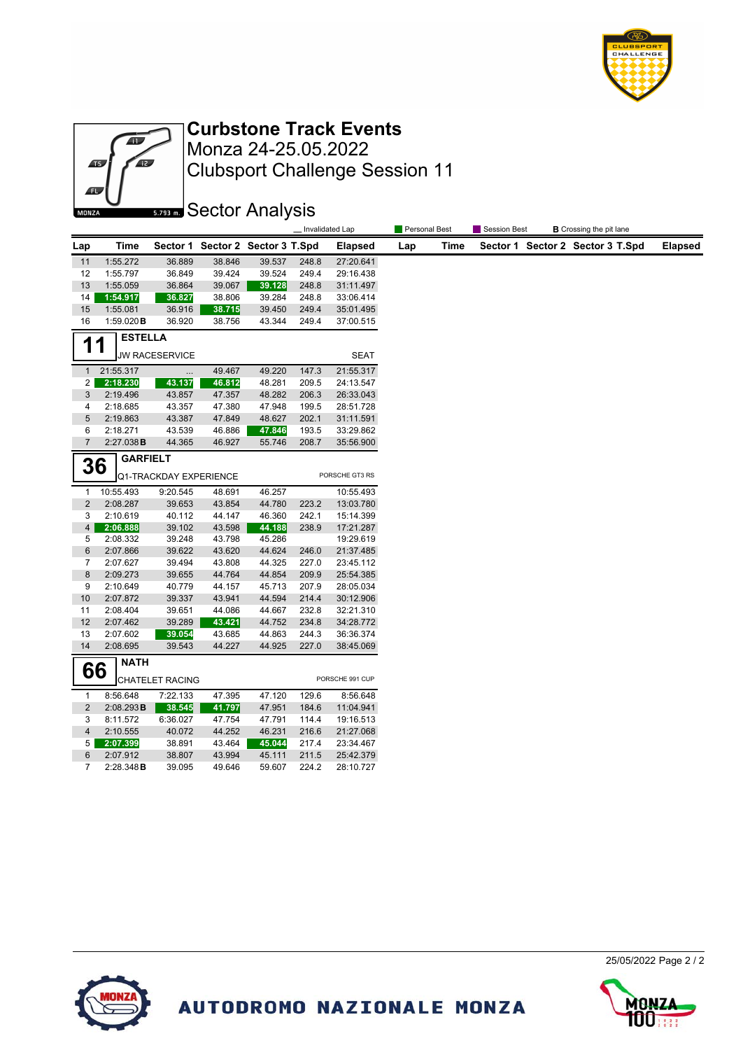# Curbstone Track Events

Monza 24-25.05.2022

Clubsport Challenge Session 11

## Sector Analysis

__ Invalidated Lap | Personal Best | Session Best | **B** Crossing the pit lane

| Lap | Time | Sector 1 | Sector 2 | Sector 3 | T.Spd | Elapsed |
|---|---|---|---|---|---|---|
| 11 | 1:55.272 | 36.889 | 38.846 | 39.537 | 248.8 | 27:20.641 |
| 12 | 1:55.797 | 36.849 | 39.424 | 39.524 | 249.4 | 29:16.438 |
| 13 | 1:55.059 | 36.864 | 39.067 | 39.128 | 248.8 | 31:11.497 |
| 14 | 1:54.917 | 36.827 | 38.806 | 39.284 | 248.8 | 33:06.414 |
| 15 | 1:55.081 | 36.916 | 38.715 | 39.450 | 249.4 | 35:01.495 |
| 16 | 1:59.020 **B** | 36.920 | 38.756 | 43.344 | 249.4 | 37:00.515 |

### 11 ESTELLA

JW RACESERVICE — SEAT

| Lap | Time | Sector 1 | Sector 2 | Sector 3 | T.Spd | Elapsed |
|---|---|---|---|---|---|---|
| 1 | 21:55.317 | ... | 49.467 | 49.220 | 147.3 | 21:55.317 |
| 2 | 2:18.230 | 43.137 | 46.812 | 48.281 | 209.5 | 24:13.547 |
| 3 | 2:19.496 | 43.857 | 47.357 | 48.282 | 206.3 | 26:33.043 |
| 4 | 2:18.685 | 43.357 | 47.380 | 47.948 | 199.5 | 28:51.728 |
| 5 | 2:19.863 | 43.387 | 47.849 | 48.627 | 202.1 | 31:11.591 |
| 6 | 2:18.271 | 43.539 | 46.886 | 47.846 | 193.5 | 33:29.862 |
| 7 | 2:27.038 **B** | 44.365 | 46.927 | 55.746 | 208.7 | 35:56.900 |

### 36 GARFIELT

Q1-TRACKDAY EXPERIENCE — PORSCHE GT3 RS

| Lap | Time | Sector 1 | Sector 2 | Sector 3 | T.Spd | Elapsed |
|---|---|---|---|---|---|---|
| 1 | 10:55.493 | 9:20.545 | 48.691 | 46.257 | | 10:55.493 |
| 2 | 2:08.287 | 39.653 | 43.854 | 44.780 | 223.2 | 13:03.780 |
| 3 | 2:10.619 | 40.112 | 44.147 | 46.360 | 242.1 | 15:14.399 |
| 4 | 2:06.888 | 39.102 | 43.598 | 44.188 | 238.9 | 17:21.287 |
| 5 | 2:08.332 | 39.248 | 43.798 | 45.286 | | 19:29.619 |
| 6 | 2:07.866 | 39.622 | 43.620 | 44.624 | 246.0 | 21:37.485 |
| 7 | 2:07.627 | 39.494 | 43.808 | 44.325 | 227.0 | 23:45.112 |
| 8 | 2:09.273 | 39.655 | 44.764 | 44.854 | 209.9 | 25:54.385 |
| 9 | 2:10.649 | 40.779 | 44.157 | 45.713 | 207.9 | 28:05.034 |
| 10 | 2:07.872 | 39.337 | 43.941 | 44.594 | 214.4 | 30:12.906 |
| 11 | 2:08.404 | 39.651 | 44.086 | 44.667 | 232.8 | 32:21.310 |
| 12 | 2:07.462 | 39.289 | 43.421 | 44.752 | 234.8 | 34:28.772 |
| 13 | 2:07.602 | 39.054 | 43.685 | 44.863 | 244.3 | 36:36.374 |
| 14 | 2:08.695 | 39.543 | 44.227 | 44.925 | 227.0 | 38:45.069 |

### 66 NATH

CHATELET RACING — PORSCHE 991 CUP

| Lap | Time | Sector 1 | Sector 2 | Sector 3 | T.Spd | Elapsed |
|---|---|---|---|---|---|---|
| 1 | 8:56.648 | 7:22.133 | 47.395 | 47.120 | 129.6 | 8:56.648 |
| 2 | 2:08.293 **B** | 38.545 | 41.797 | 47.951 | 184.6 | 11:04.941 |
| 3 | 8:11.572 | 6:36.027 | 47.754 | 47.791 | 114.4 | 19:16.513 |
| 4 | 2:10.555 | 40.072 | 44.252 | 46.231 | 216.6 | 21:27.068 |
| 5 | 2:07.399 | 38.891 | 43.464 | 45.044 | 217.4 | 23:34.467 |
| 6 | 2:07.912 | 38.807 | 43.994 | 45.111 | 211.5 | 25:42.379 |
| 7 | 2:28.348 **B** | 39.095 | 49.646 | 59.607 | 224.2 | 28:10.727 |

25/05/2022

AUTODROMO NAZIONALE MONZA